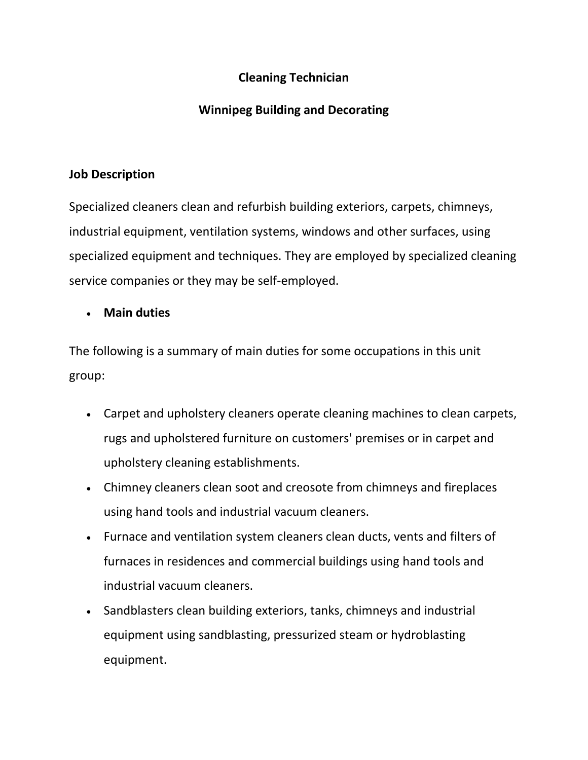# Cleaning Technician

## Winnipeg Building and Decorating

### Job Description

Specialized cleaners clean and refurbish building exteriors, carpets, chimneys, industrial equipment, ventilation systems, windows and other surfaces, using specialized equipment and techniques. They are employed by specialized cleaning service companies or they may be self-employed.

- **Main duties**

The following is a summary of main duties for some occupations in this unit group:

- Carpet and upholstery cleaners operate cleaning machines to clean carpets, rugs and upholstered furniture on customers' premises or in carpet and upholstery cleaning establishments.
- Chimney cleaners clean soot and creosote from chimneys and fireplaces using hand tools and industrial vacuum cleaners.
- Furnace and ventilation system cleaners clean ducts, vents and filters of furnaces in residences and commercial buildings using hand tools and industrial vacuum cleaners.
- Sandblasters clean building exteriors, tanks, chimneys and industrial equipment using sandblasting, pressurized steam or hydroblasting equipment.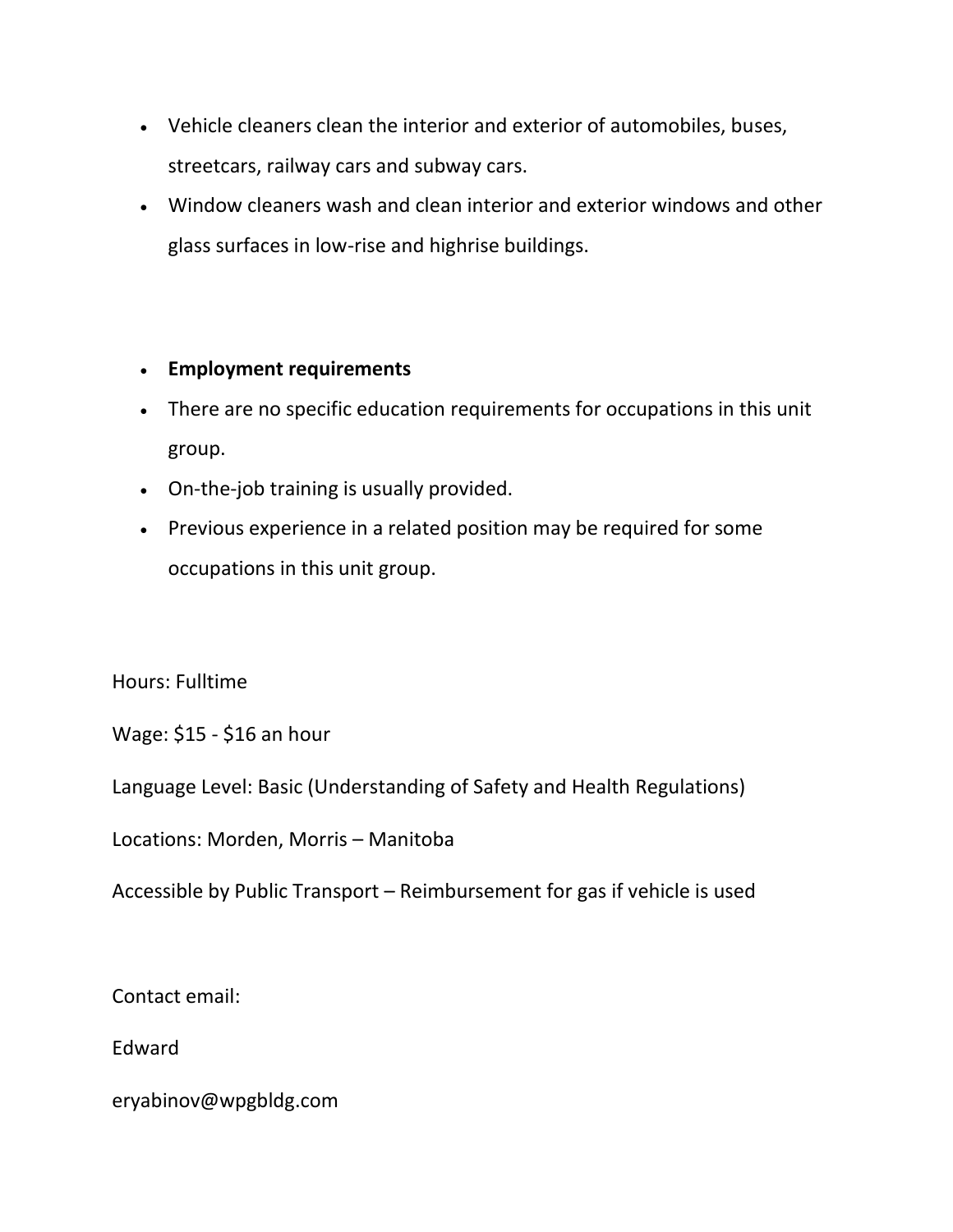- Vehicle cleaners clean the interior and exterior of automobiles, buses, streetcars, railway cars and subway cars.
- Window cleaners wash and clean interior and exterior windows and other glass surfaces in low-rise and highrise buildings.

- **Employment requirements**
- There are no specific education requirements for occupations in this unit group.
- On-the-job training is usually provided.
- Previous experience in a related position may be required for some occupations in this unit group.

Hours: Fulltime

Wage: $15 - $16 an hour

Language Level: Basic (Understanding of Safety and Health Regulations)

Locations: Morden, Morris – Manitoba

Accessible by Public Transport – Reimbursement for gas if vehicle is used

Contact email:

Edward

eryabinov@wpgbldg.com